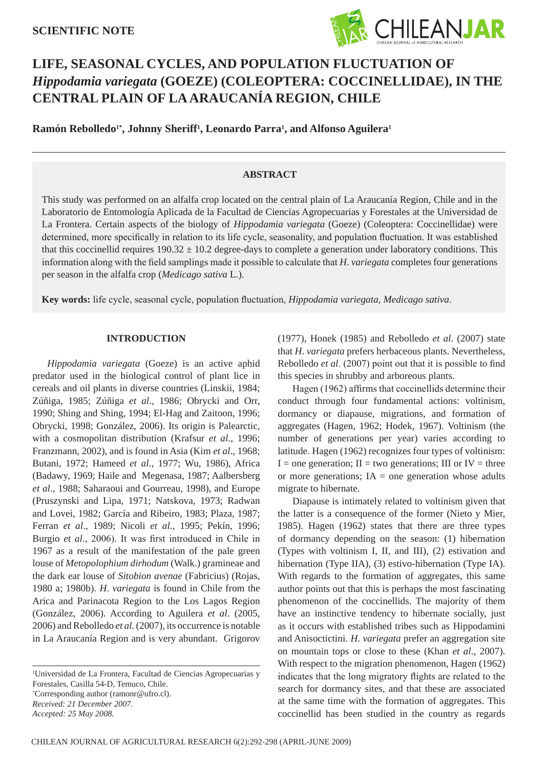SCIENTIFIC NOTE

# LIFE, SEASONAL CYCLES, AND POPULATION FLUCTUATION OF *Hippodamia variegata* (GOEZE) (COLEOPTERA: COCCINELLIDAE), IN THE CENTRAL PLAIN OF LA ARAUCANÍA REGION, CHILE

**Ramón Rebolledo[1*], Johnny Sheriff[1], Leonardo Parra[1], and Alfonso Aguilera[1]**

## ABSTRACT

This study was performed on an alfalfa crop located on the central plain of La Araucanía Region, Chile and in the Laboratorio de Entomología Aplicada de la Facultad de Ciencias Agropecuarias y Forestales at the Universidad de La Frontera. Certain aspects of the biology of *Hippodamia variegata* (Goeze) (Coleoptera: Coccinellidae) were determined, more specifically in relation to its life cycle, seasonality, and population fluctuation. It was established that this coccinellid requires 190.32 ± 10.2 degree-days to complete a generation under laboratory conditions. This information along with the field samplings made it possible to calculate that *H. variegata* completes four generations per season in the alfalfa crop (*Medicago sativa* L.).

**Key words:** life cycle, seasonal cycle, population fluctuation, *Hippodamia variegata*, *Medicago sativa*.

## INTRODUCTION

*Hippodamia variegata* (Goeze) is an active aphid predator used in the biological control of plant lice in cereals and oil plants in diverse countries (Linskii, 1984; Zúñiga, 1985; Zúñiga *et al*., 1986; Obrycki and Orr, 1990; Shing and Shing, 1994; El-Hag and Zaitoon, 1996; Obrycki, 1998; González, 2006). Its origin is Palearctic, with a cosmopolitan distribution (Krafsur *et al*., 1996; Franzmann, 2002), and is found in Asia (Kim *et al*., 1968; Butani, 1972; Hameed *et al*., 1977; Wu, 1986), Africa (Badawy, 1969; Haile and Megenasa, 1987; Aalbersberg *et al*., 1988; Saharaoui and Gourreau, 1998), and Europe (Pruszynski and Lipa, 1971; Natskova, 1973; Radwan and Lovei, 1982; García and Ribeiro, 1983; Plaza, 1987; Ferran *et al*., 1989; Nicoli *et al*., 1995; Pekín, 1996; Burgio *et al*., 2006). It was first introduced in Chile in 1967 as a result of the manifestation of the pale green louse of *Metopolophium dirhodum* (Walk.) gramineae and the dark ear louse of *Sitobion avenae* (Fabricius) (Rojas, 1980 a; 1980b). *H. variegata* is found in Chile from the Arica and Parinacota Region to the Los Lagos Region (González, 2006). According to Aguilera *et al*. (2005, 2006) and Rebolledo *et al.* (2007), its occurrence is notable in La Araucanía Region and is very abundant. Grigorov (1977), Honek (1985) and Rebolledo *et al*. (2007) state that *H. variegata* prefers herbaceous plants. Nevertheless, Rebolledo *et al*. (2007) point out that it is possible to find this species in shrubby and arboreous plants.

Hagen (1962) affirms that coccinellids determine their conduct through four fundamental actions: voltinism, dormancy or diapause, migrations, and formation of aggregates (Hagen, 1962; Hodek, 1967). Voltinism (the number of generations per year) varies according to latitude. Hagen (1962) recognizes four types of voltinism: I = one generation; II = two generations; III or IV = three or more generations; IA = one generation whose adults migrate to hibernate.

Diapause is intimately related to voltinism given that the latter is a consequence of the former (Nieto y Mier, 1985). Hagen (1962) states that there are three types of dormancy depending on the season: (1) hibernation (Types with voltinism I, II, and III), (2) estivation and hibernation (Type IIA), (3) estivo-hibernation (Type IA). With regards to the formation of aggregates, this same author points out that this is perhaps the most fascinating phenomenon of the coccinellids. The majority of them have an instinctive tendency to hibernate socially, just as it occurs with established tribes such as Hippodamini and Anisoctictini. *H. variegata* prefer an aggregation site on mountain tops or close to these (Khan *et al*., 2007). With respect to the migration phenomenon, Hagen (1962) indicates that the long migratory flights are related to the search for dormancy sites, and that these are associated at the same time with the formation of aggregates. This coccinellid has been studied in the country as regards

[1]Universidad de La Frontera, Facultad de Ciencias Agropecuarias y Forestales, Casilla 54-D, Temuco, Chile.
[*]Corresponding author (ramonr@ufro.cl).
*Received: 21 December 2007.*
*Accepted: 25 May 2008.*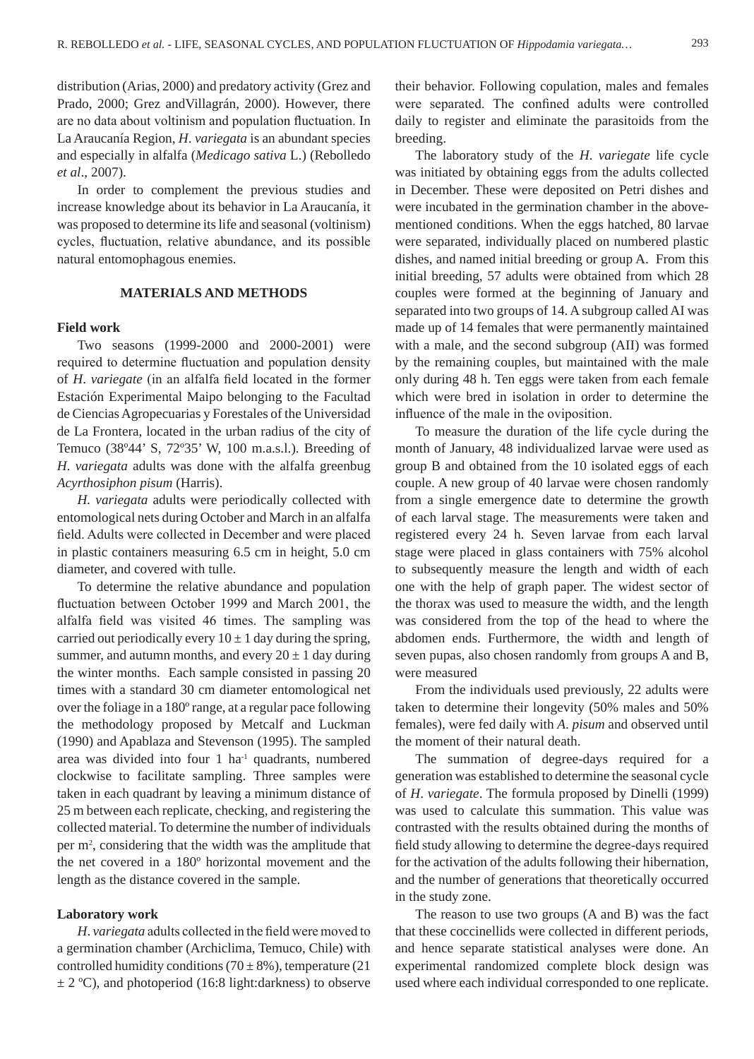distribution (Arias, 2000) and predatory activity (Grez and Prado, 2000; Grez andVillagrán, 2000). However, there are no data about voltinism and population fluctuation. In La Araucanía Region, *H. variegata* is an abundant species and especially in alfalfa (*Medicago sativa* L.) (Rebolledo *et al*., 2007).

In order to complement the previous studies and increase knowledge about its behavior in La Araucanía, it was proposed to determine its life and seasonal (voltinism) cycles, fluctuation, relative abundance, and its possible natural entomophagous enemies.

## MATERIALS AND METHODS

### Field work

Two seasons (1999-2000 and 2000-2001) were required to determine fluctuation and population density of *H. variegate* (in an alfalfa field located in the former Estación Experimental Maipo belonging to the Facultad de Ciencias Agropecuarias y Forestales of the Universidad de La Frontera, located in the urban radius of the city of Temuco (38º44' S, 72º35' W, 100 m.a.s.l.). Breeding of *H. variegata* adults was done with the alfalfa greenbug *Acyrthosiphon pisum* (Harris).

*H. variegata* adults were periodically collected with entomological nets during October and March in an alfalfa field. Adults were collected in December and were placed in plastic containers measuring 6.5 cm in height, 5.0 cm diameter, and covered with tulle.

To determine the relative abundance and population fluctuation between October 1999 and March 2001, the alfalfa field was visited 46 times. The sampling was carried out periodically every $10 \pm 1$ day during the spring, summer, and autumn months, and every $20 \pm 1$ day during the winter months. Each sample consisted in passing 20 times with a standard 30 cm diameter entomological net over the foliage in a 180º range, at a regular pace following the methodology proposed by Metcalf and Luckman (1990) and Apablaza and Stevenson (1995). The sampled area was divided into four 1 $ha^{-1}$ quadrants, numbered clockwise to facilitate sampling. Three samples were taken in each quadrant by leaving a minimum distance of 25 m between each replicate, checking, and registering the collected material. To determine the number of individuals per $m^2$, considering that the width was the amplitude that the net covered in a 180º horizontal movement and the length as the distance covered in the sample.

### Laboratory work

*H. variegata* adults collected in the field were moved to a germination chamber (Archiclima, Temuco, Chile) with controlled humidity conditions ($70 \pm 8$%), temperature (21 $\pm$ 2 ºC), and photoperiod (16:8 light:darkness) to observe their behavior. Following copulation, males and females were separated. The confined adults were controlled daily to register and eliminate the parasitoids from the breeding.

The laboratory study of the *H. variegate* life cycle was initiated by obtaining eggs from the adults collected in December. These were deposited on Petri dishes and were incubated in the germination chamber in the above-mentioned conditions. When the eggs hatched, 80 larvae were separated, individually placed on numbered plastic dishes, and named initial breeding or group A. From this initial breeding, 57 adults were obtained from which 28 couples were formed at the beginning of January and separated into two groups of 14. A subgroup called AI was made up of 14 females that were permanently maintained with a male, and the second subgroup (AII) was formed by the remaining couples, but maintained with the male only during 48 h. Ten eggs were taken from each female which were bred in isolation in order to determine the influence of the male in the oviposition.

To measure the duration of the life cycle during the month of January, 48 individualized larvae were used as group B and obtained from the 10 isolated eggs of each couple. A new group of 40 larvae were chosen randomly from a single emergence date to determine the growth of each larval stage. The measurements were taken and registered every 24 h. Seven larvae from each larval stage were placed in glass containers with 75% alcohol to subsequently measure the length and width of each one with the help of graph paper. The widest sector of the thorax was used to measure the width, and the length was considered from the top of the head to where the abdomen ends. Furthermore, the width and length of seven pupas, also chosen randomly from groups A and B, were measured

From the individuals used previously, 22 adults were taken to determine their longevity (50% males and 50% females), were fed daily with *A. pisum* and observed until the moment of their natural death.

The summation of degree-days required for a generation was established to determine the seasonal cycle of *H. variegate*. The formula proposed by Dinelli (1999) was used to calculate this summation. This value was contrasted with the results obtained during the months of field study allowing to determine the degree-days required for the activation of the adults following their hibernation, and the number of generations that theoretically occurred in the study zone.

The reason to use two groups (A and B) was the fact that these coccinellids were collected in different periods, and hence separate statistical analyses were done. An experimental randomized complete block design was used where each individual corresponded to one replicate.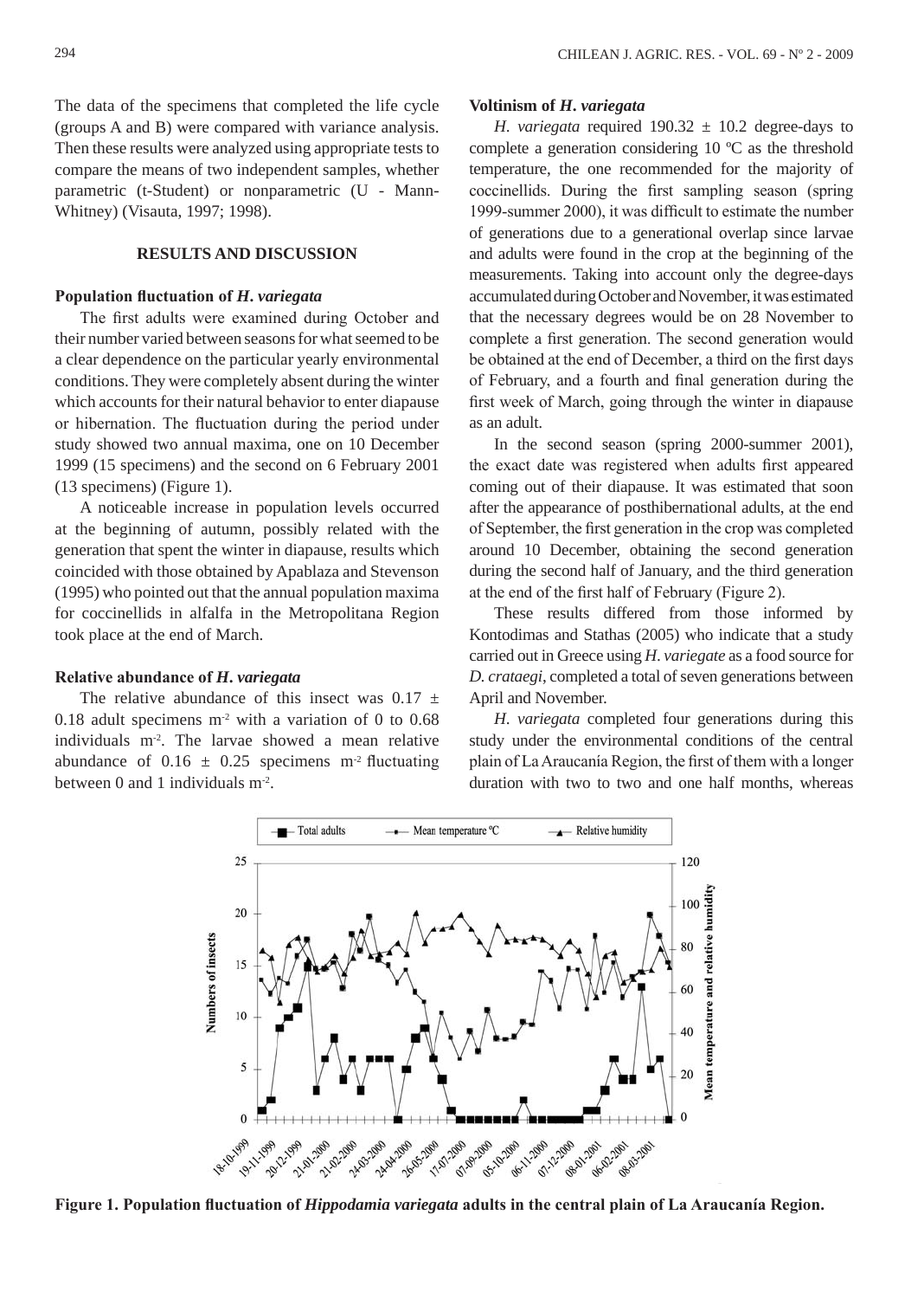The data of the specimens that completed the life cycle (groups A and B) were compared with variance analysis. Then these results were analyzed using appropriate tests to compare the means of two independent samples, whether parametric (t-Student) or nonparametric (U - Mann-Whitney) (Visauta, 1997; 1998).

## RESULTS AND DISCUSSION

### Population fluctuation of *H. variegata*

The first adults were examined during October and their number varied between seasons for what seemed to be a clear dependence on the particular yearly environmental conditions. They were completely absent during the winter which accounts for their natural behavior to enter diapause or hibernation. The fluctuation during the period under study showed two annual maxima, one on 10 December 1999 (15 specimens) and the second on 6 February 2001 (13 specimens) (Figure 1).

A noticeable increase in population levels occurred at the beginning of autumn, possibly related with the generation that spent the winter in diapause, results which coincided with those obtained by Apablaza and Stevenson (1995) who pointed out that the annual population maxima for coccinellids in alfalfa in the Metropolitana Region took place at the end of March.

### Relative abundance of *H. variegata*

The relative abundance of this insect was 0.17 ± 0.18 adult specimens m$^{-2}$ with a variation of 0 to 0.68 individuals m$^{-2}$. The larvae showed a mean relative abundance of 0.16 ± 0.25 specimens m$^{-2}$ fluctuating between 0 and 1 individuals m$^{-2}$.

### Voltinism of *H. variegata*

*H. variegata* required 190.32 ± 10.2 degree-days to complete a generation considering 10 ºC as the threshold temperature, the one recommended for the majority of coccinellids. During the first sampling season (spring 1999-summer 2000), it was difficult to estimate the number of generations due to a generational overlap since larvae and adults were found in the crop at the beginning of the measurements. Taking into account only the degree-days accumulated during October and November, it was estimated that the necessary degrees would be on 28 November to complete a first generation. The second generation would be obtained at the end of December, a third on the first days of February, and a fourth and final generation during the first week of March, going through the winter in diapause as an adult.

In the second season (spring 2000-summer 2001), the exact date was registered when adults first appeared coming out of their diapause. It was estimated that soon after the appearance of posthibernational adults, at the end of September, the first generation in the crop was completed around 10 December, obtaining the second generation during the second half of January, and the third generation at the end of the first half of February (Figure 2).

These results differed from those informed by Kontodimas and Stathas (2005) who indicate that a study carried out in Greece using *H. variegate* as a food source for *D. crataegi*, completed a total of seven generations between April and November.

*H. variegata* completed four generations during this study under the environmental conditions of the central plain of La Araucanía Region, the first of them with a longer duration with two to two and one half months, whereas

**Figure 1. Population fluctuation of *Hippodamia variegata* adults in the central plain of La Araucanía Region.**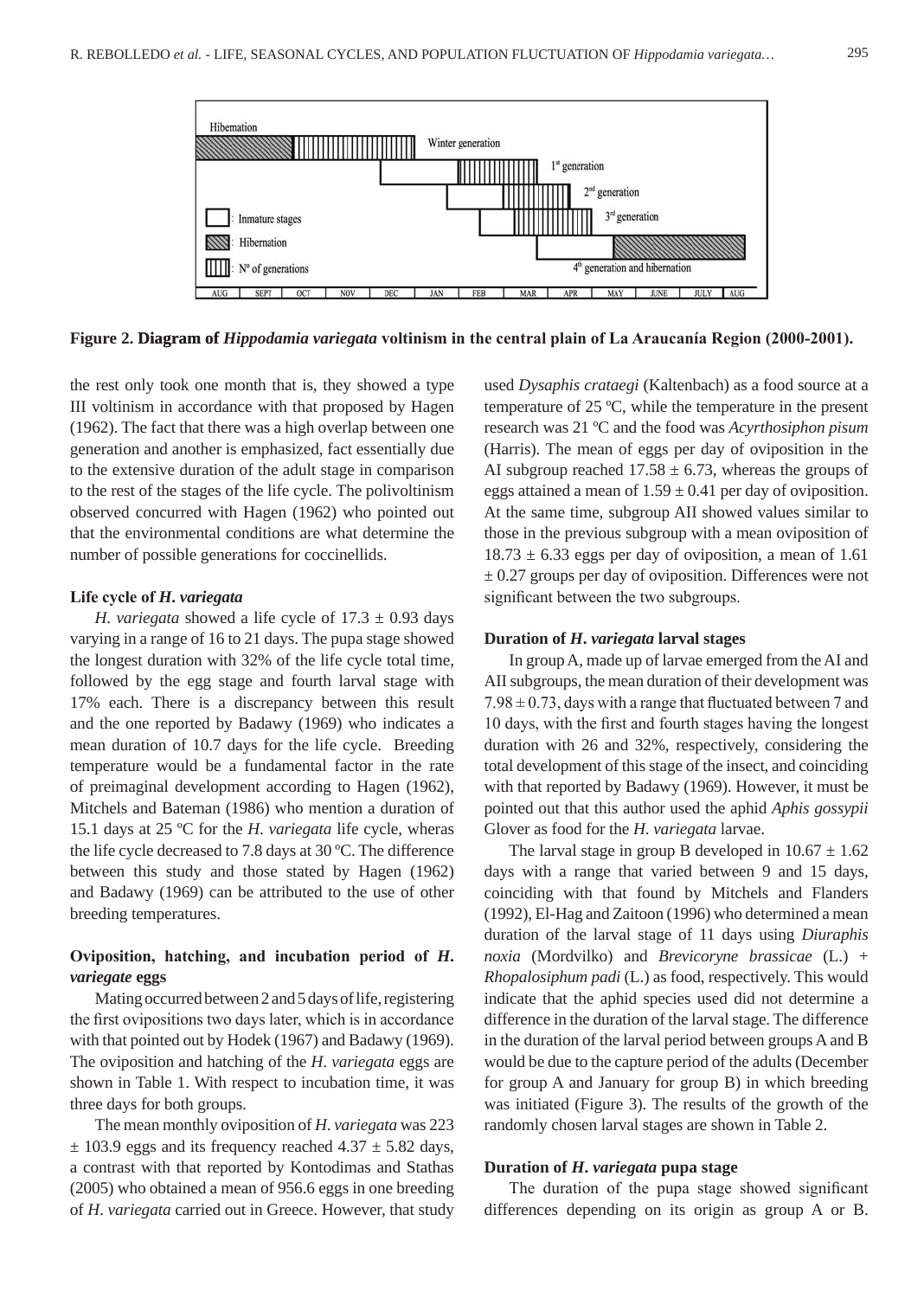**Figure 2. Diagram of *Hippodamia variegata* voltinism in the central plain of La Araucanía Region (2000-2001).**

the rest only took one month that is, they showed a type III voltinism in accordance with that proposed by Hagen (1962). The fact that there was a high overlap between one generation and another is emphasized, fact essentially due to the extensive duration of the adult stage in comparison to the rest of the stages of the life cycle. The polivoltinism observed concurred with Hagen (1962) who pointed out that the environmental conditions are what determine the number of possible generations for coccinellids.

### Life cycle of *H. variegata*

*H. variegata* showed a life cycle of 17.3 ± 0.93 days varying in a range of 16 to 21 days. The pupa stage showed the longest duration with 32% of the life cycle total time, followed by the egg stage and fourth larval stage with 17% each. There is a discrepancy between this result and the one reported by Badawy (1969) who indicates a mean duration of 10.7 days for the life cycle. Breeding temperature would be a fundamental factor in the rate of preimaginal development according to Hagen (1962), Mitchels and Bateman (1986) who mention a duration of 15.1 days at 25 ºC for the *H. variegata* life cycle, wheras the life cycle decreased to 7.8 days at 30 ºC. The difference between this study and those stated by Hagen (1962) and Badawy (1969) can be attributed to the use of other breeding temperatures.

### Oviposition, hatching, and incubation period of *H. variegate* eggs

Mating occurred between 2 and 5 days of life, registering the first ovipositions two days later, which is in accordance with that pointed out by Hodek (1967) and Badawy (1969). The oviposition and hatching of the *H. variegata* eggs are shown in Table 1. With respect to incubation time, it was three days for both groups.

The mean monthly oviposition of *H. variegata* was 223 ± 103.9 eggs and its frequency reached 4.37 ± 5.82 days, a contrast with that reported by Kontodimas and Stathas (2005) who obtained a mean of 956.6 eggs in one breeding of *H. variegata* carried out in Greece. However, that study used *Dysaphis crataegi* (Kaltenbach) as a food source at a temperature of 25 ºC, while the temperature in the present research was 21 ºC and the food was *Acyrthosiphon pisum* (Harris). The mean of eggs per day of oviposition in the AI subgroup reached 17.58 ± 6.73, whereas the groups of eggs attained a mean of 1.59 ± 0.41 per day of oviposition. At the same time, subgroup AII showed values similar to those in the previous subgroup with a mean oviposition of 18.73 ± 6.33 eggs per day of oviposition, a mean of 1.61 ± 0.27 groups per day of oviposition. Differences were not significant between the two subgroups.

### Duration of *H. variegata* larval stages

In group A, made up of larvae emerged from the AI and AII subgroups, the mean duration of their development was 7.98 ± 0.73, days with a range that fluctuated between 7 and 10 days, with the first and fourth stages having the longest duration with 26 and 32%, respectively, considering the total development of this stage of the insect, and coinciding with that reported by Badawy (1969). However, it must be pointed out that this author used the aphid *Aphis gossypii* Glover as food for the *H. variegata* larvae.

The larval stage in group B developed in 10.67 ± 1.62 days with a range that varied between 9 and 15 days, coinciding with that found by Mitchels and Flanders (1992), El-Hag and Zaitoon (1996) who determined a mean duration of the larval stage of 11 days using *Diuraphis noxia* (Mordvilko) and *Brevicoryne brassicae* (L.) + *Rhopalosiphum padi* (L.) as food, respectively. This would indicate that the aphid species used did not determine a difference in the duration of the larval stage. The difference in the duration of the larval period between groups A and B would be due to the capture period of the adults (December for group A and January for group B) in which breeding was initiated (Figure 3). The results of the growth of the randomly chosen larval stages are shown in Table 2.

### Duration of *H. variegata* pupa stage

The duration of the pupa stage showed significant differences depending on its origin as group A or B.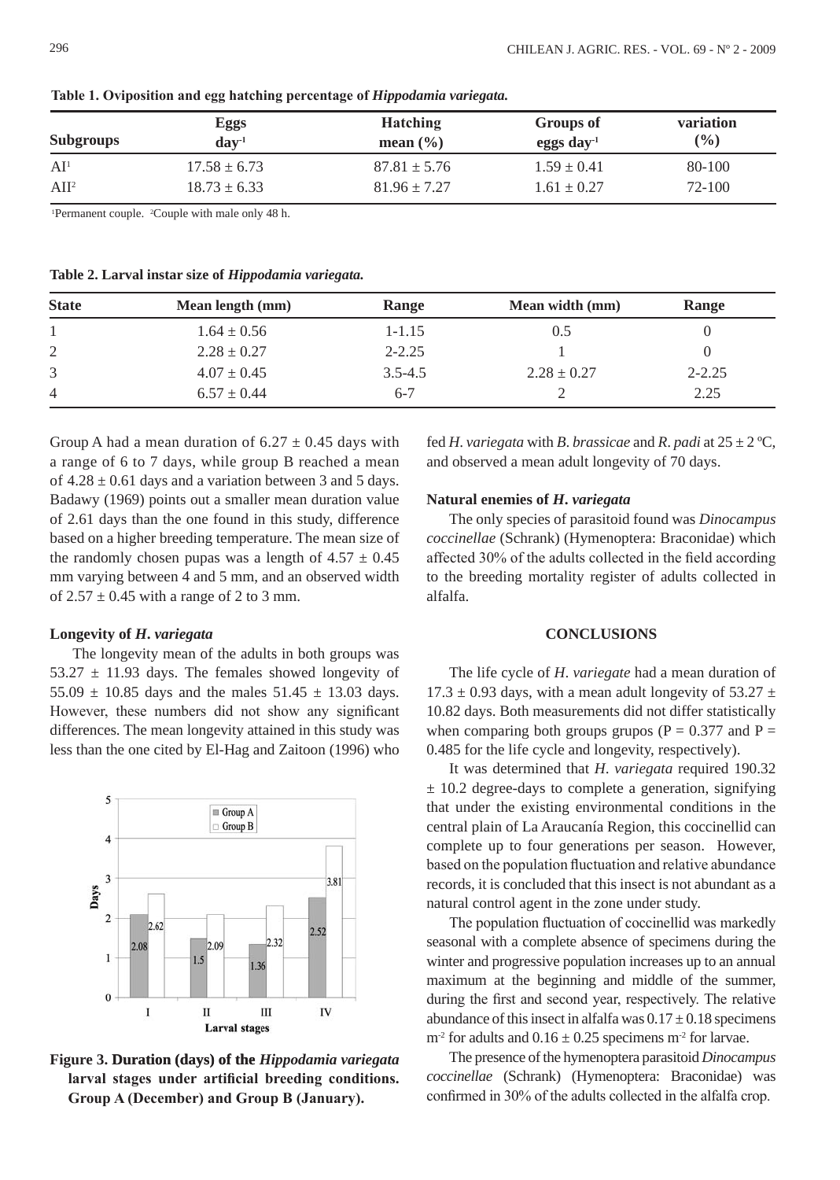**Table 1. Oviposition and egg hatching percentage of *Hippodamia variegata.***

| Subgroups | Eggs $day^{-1}$ | Hatching mean (%) | Groups of eggs $day^{-1}$ | variation (%) |
|---|---|---|---|---|
| AI[1] | 17.58 ± 6.73 | 87.81 ± 5.76 | 1.59 ± 0.41 | 80-100 |
| AII[2] | 18.73 ± 6.33 | 81.96 ± 7.27 | 1.61 ± 0.27 | 72-100 |

[1]Permanent couple. [2]Couple with male only 48 h.

**Table 2. Larval instar size of *Hippodamia variegata.***

| State | Mean length (mm) | Range | Mean width (mm) | Range |
|---|---|---|---|---|
| 1 | 1.64 ± 0.56 | 1-1.15 | 0.5 | 0 |
| 2 | 2.28 ± 0.27 | 2-2.25 | 1 | 0 |
| 3 | 4.07 ± 0.45 | 3.5-4.5 | 2.28 ± 0.27 | 2-2.25 |
| 4 | 6.57 ± 0.44 | 6-7 | 2 | 2.25 |

Group A had a mean duration of 6.27 ± 0.45 days with a range of 6 to 7 days, while group B reached a mean of 4.28 ± 0.61 days and a variation between 3 and 5 days. Badawy (1969) points out a smaller mean duration value of 2.61 days than the one found in this study, difference based on a higher breeding temperature. The mean size of the randomly chosen pupas was a length of 4.57 ± 0.45 mm varying between 4 and 5 mm, and an observed width of 2.57 ± 0.45 with a range of 2 to 3 mm.

### Longevity of *H. variegata*

The longevity mean of the adults in both groups was 53.27 ± 11.93 days. The females showed longevity of 55.09 ± 10.85 days and the males 51.45 ± 13.03 days. However, these numbers did not show any significant differences. The mean longevity attained in this study was less than the one cited by El-Hag and Zaitoon (1996) who fed *H. variegata* with *B. brassicae* and *R. padi* at 25 ± 2 ºC, and observed a mean adult longevity of 70 days.

**Figure 3. Duration (days) of the *Hippodamia variegata* larval stages under artificial breeding conditions. Group A (December) and Group B (January).**

### Natural enemies of *H. variegata*

The only species of parasitoid found was *Dinocampus coccinellae* (Schrank) (Hymenoptera: Braconidae) which affected 30% of the adults collected in the field according to the breeding mortality register of adults collected in alfalfa.

## CONCLUSIONS

The life cycle of *H. variegate* had a mean duration of 17.3 ± 0.93 days, with a mean adult longevity of 53.27 ± 10.82 days. Both measurements did not differ statistically when comparing both groups grupos ($P = 0.377$ and $P = 0.485$ for the life cycle and longevity, respectively).

It was determined that *H. variegata* required 190.32 ± 10.2 degree-days to complete a generation, signifying that under the existing environmental conditions in the central plain of La Araucanía Region, this coccinellid can complete up to four generations per season. However, based on the population fluctuation and relative abundance records, it is concluded that this insect is not abundant as a natural control agent in the zone under study.

The population fluctuation of coccinellid was markedly seasonal with a complete absence of specimens during the winter and progressive population increases up to an annual maximum at the beginning and middle of the summer, during the first and second year, respectively. The relative abundance of this insect in alfalfa was 0.17 ± 0.18 specimens $m^{-2}$ for adults and 0.16 ± 0.25 specimens $m^{-2}$ for larvae.

The presence of the hymenoptera parasitoid *Dinocampus coccinellae* (Schrank) (Hymenoptera: Braconidae) was confirmed in 30% of the adults collected in the alfalfa crop.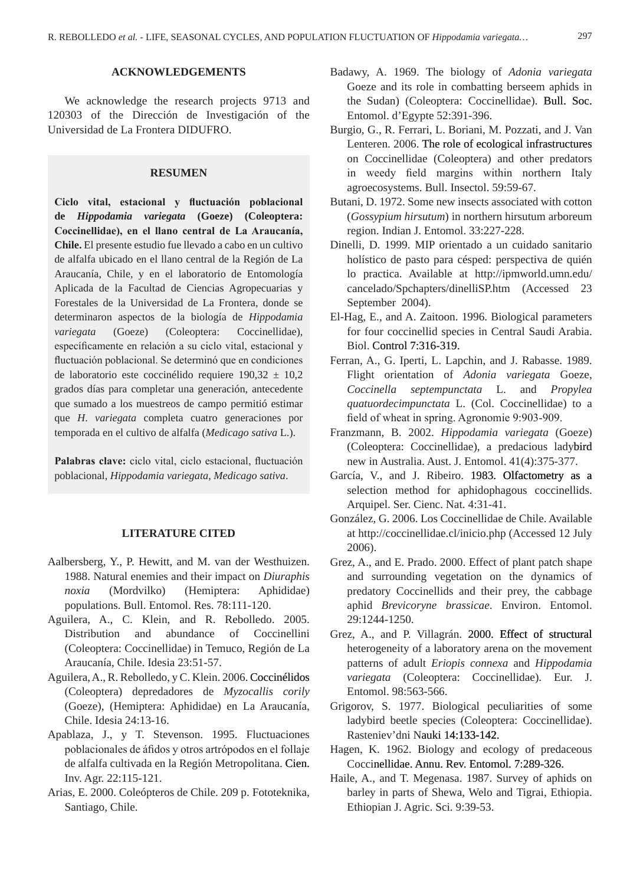## ACKNOWLEDGEMENTS

We acknowledge the research projects 9713 and 120303 of the Dirección de Investigación of the Universidad de La Frontera DIDUFRO.

## RESUMEN

**Ciclo vital, estacional y fluctuación poblacional de *Hippodamia variegata* (Goeze) (Coleoptera: Coccinellidae), en el llano central de La Araucanía, Chile.** El presente estudio fue llevado a cabo en un cultivo de alfalfa ubicado en el llano central de la Región de La Araucanía, Chile, y en el laboratorio de Entomología Aplicada de la Facultad de Ciencias Agropecuarias y Forestales de la Universidad de La Frontera, donde se determinaron aspectos de la biología de *Hippodamia variegata* (Goeze) (Coleoptera: Coccinellidae), específicamente en relación a su ciclo vital, estacional y fluctuación poblacional. Se determinó que en condiciones de laboratorio este coccinélido requiere 190,32 ± 10,2 grados días para completar una generación, antecedente que sumado a los muestreos de campo permitió estimar que *H. variegata* completa cuatro generaciones por temporada en el cultivo de alfalfa (*Medicago sativa* L.).

**Palabras clave:** ciclo vital, ciclo estacional, fluctuación poblacional, *Hippodamia variegata*, *Medicago sativa*.

## LITERATURE CITED

Aalbersberg, Y., P. Hewitt, and M. van der Westhuizen. 1988. Natural enemies and their impact on *Diuraphis noxia* (Mordvilko) (Hemiptera: Aphididae) populations. Bull. Entomol. Res. 78:111-120.

Aguilera, A., C. Klein, and R. Rebolledo. 2005. Distribution and abundance of Coccinellini (Coleoptera: Coccinellidae) in Temuco, Región de La Araucanía, Chile. Idesia 23:51-57.

Aguilera, A., R. Rebolledo, y C. Klein. 2006. Coccinélidos (Coleoptera) depredadores de *Myzocallis corily* (Goeze), (Hemiptera: Aphididae) en La Araucanía, Chile. Idesia 24:13-16.

Apablaza, J., y T. Stevenson. 1995. Fluctuaciones poblacionales de áfidos y otros artrópodos en el follaje de alfalfa cultivada en la Región Metropolitana. Cien. Inv. Agr. 22:115-121.

Arias, E. 2000. Coleópteros de Chile. 209 p. Fototeknika, Santiago, Chile.

Badawy, A. 1969. The biology of *Adonia variegata* Goeze and its role in combatting berseem aphids in the Sudan) (Coleoptera: Coccinellidae). Bull. Soc. Entomol. d'Egypte 52:391-396.

Burgio, G., R. Ferrari, L. Boriani, M. Pozzati, and J. Van Lenteren. 2006. The role of ecological infrastructures on Coccinellidae (Coleoptera) and other predators in weedy field margins within northern Italy agroecosystems. Bull. Insectol. 59:59-67.

Butani, D. 1972. Some new insects associated with cotton (*Gossypium hirsutum*) in northern hirsutum arboreum region. Indian J. Entomol. 33:227-228.

Dinelli, D. 1999. MIP orientado a un cuidado sanitario holístico de pasto para césped: perspectiva de quién lo practica. Available at http://ipmworld.umn.edu/cancelado/Spchapters/dinelliSP.htm (Accessed 23 September 2004).

El-Hag, E., and A. Zaitoon. 1996. Biological parameters for four coccinellid species in Central Saudi Arabia. Biol. Control 7:316-319.

Ferran, A., G. Iperti, L. Lapchin, and J. Rabasse. 1989. Flight orientation of *Adonia variegata* Goeze, *Coccinella septempunctata* L. and *Propylea quatuordecimpunctata* L. (Col. Coccinellidae) to a field of wheat in spring. Agronomie 9:903-909.

Franzmann, B. 2002. *Hippodamia variegata* (Goeze) (Coleoptera: Coccinellidae), a predacious ladybird new in Australia. Aust. J. Entomol. 41(4):375-377.

García, V., and J. Ribeiro. 1983. Olfactometry as a selection method for aphidophagous coccinellids. Arquipel. Ser. Cienc. Nat. 4:31-41.

González, G. 2006. Los Coccinellidae de Chile. Available at http://coccinellidae.cl/inicio.php (Accessed 12 July 2006).

Grez, A., and E. Prado. 2000. Effect of plant patch shape and surrounding vegetation on the dynamics of predatory Coccinellids and their prey, the cabbage aphid *Brevicoryne brassicae*. Environ. Entomol. 29:1244-1250.

Grez, A., and P. Villagrán. 2000. Effect of structural heterogeneity of a laboratory arena on the movement patterns of adult *Eriopis connexa* and *Hippodamia variegata* (Coleoptera: Coccinellidae). Eur. J. Entomol. 98:563-566.

Grigorov, S. 1977. Biological peculiarities of some ladybird beetle species (Coleoptera: Coccinellidae). Rasteniev'dni Nauki 14:133-142.

Hagen, K. 1962. Biology and ecology of predaceous Coccinellidae. Annu. Rev. Entomol. 7:289-326.

Haile, A., and T. Megenasa. 1987. Survey of aphids on barley in parts of Shewa, Welo and Tigrai, Ethiopia. Ethiopian J. Agric. Sci. 9:39-53.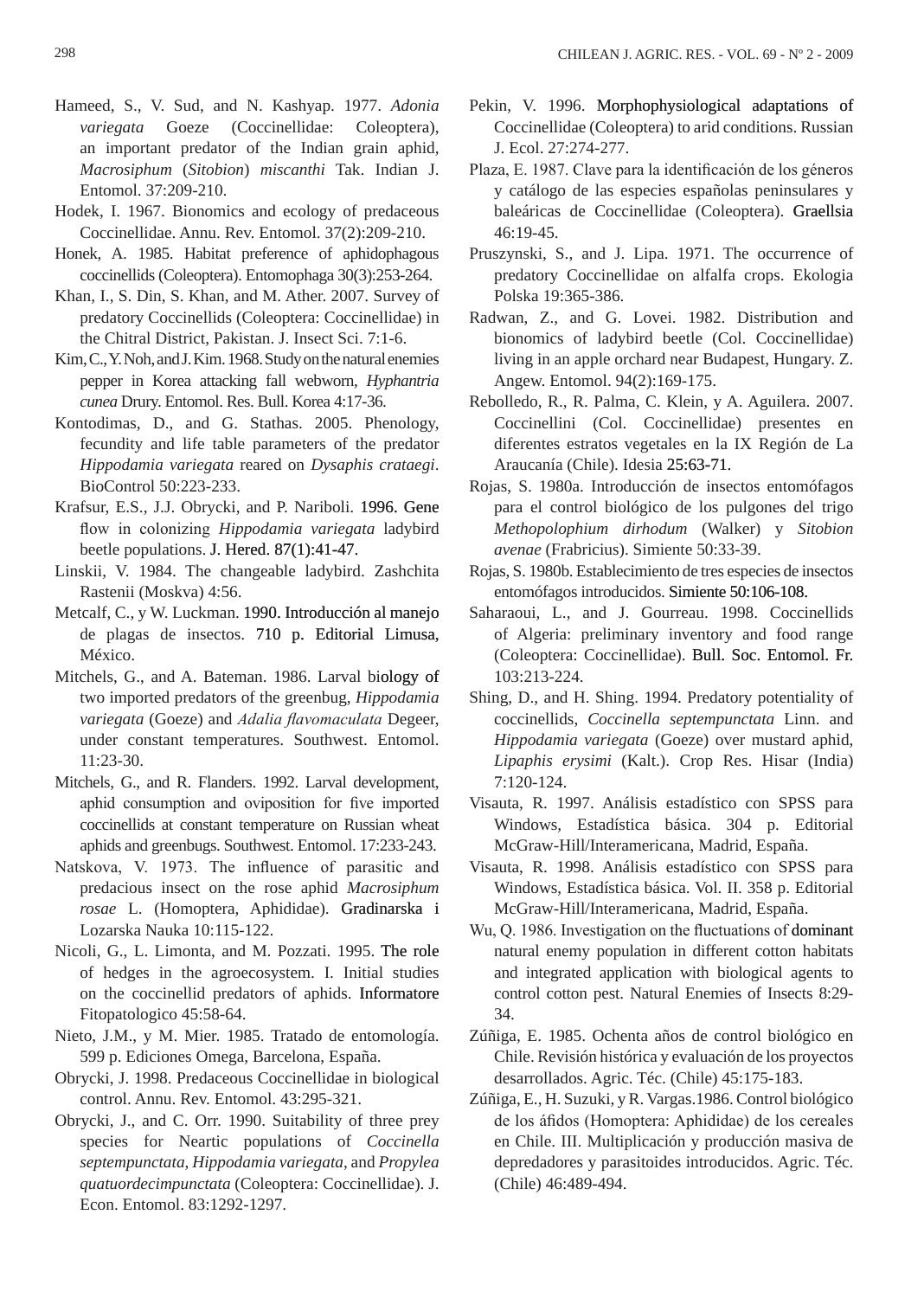Hameed, S., V. Sud, and N. Kashyap. 1977. *Adonia variegata* Goeze (Coccinellidae: Coleoptera), an important predator of the Indian grain aphid, *Macrosiphum* (*Sitobion*) *miscanthi* Tak. Indian J. Entomol. 37:209-210.

Hodek, I. 1967. Bionomics and ecology of predaceous Coccinellidae. Annu. Rev. Entomol. 37(2):209-210.

Honek, A. 1985. Habitat preference of aphidophagous coccinellids (Coleoptera). Entomophaga 30(3):253-264.

Khan, I., S. Din, S. Khan, and M. Ather. 2007. Survey of predatory Coccinellids (Coleoptera: Coccinellidae) in the Chitral District, Pakistan. J. Insect Sci. 7:1-6.

Kim, C., Y. Noh, and J. Kim. 1968. Study on the natural enemies pepper in Korea attacking fall webworn, *Hyphantria cunea* Drury. Entomol. Res. Bull. Korea 4:17-36.

Kontodimas, D., and G. Stathas. 2005. Phenology, fecundity and life table parameters of the predator *Hippodamia variegata* reared on *Dysaphis crataegi*. BioControl 50:223-233.

Krafsur, E.S., J.J. Obrycki, and P. Nariboli. 1996. Gene flow in colonizing *Hippodamia variegata* ladybird beetle populations. J. Hered. 87(1):41-47.

Linskii, V. 1984. The changeable ladybird. Zashchita Rastenii (Moskva) 4:56.

Metcalf, C., y W. Luckman. 1990. Introducción al manejo de plagas de insectos. 710 p. Editorial Limusa, México.

Mitchels, G., and A. Bateman. 1986. Larval biology of two imported predators of the greenbug, *Hippodamia variegata* (Goeze) and *Adalia flavomaculata* Degeer, under constant temperatures. Southwest. Entomol. 11:23-30.

Mitchels, G., and R. Flanders. 1992. Larval development, aphid consumption and oviposition for five imported coccinellids at constant temperature on Russian wheat aphids and greenbugs. Southwest. Entomol. 17:233-243.

Natskova, V. 1973. The influence of parasitic and predacious insect on the rose aphid *Macrosiphum rosae* L. (Homoptera, Aphididae). Gradinarska i Lozarska Nauka 10:115-122.

Nicoli, G., L. Limonta, and M. Pozzati. 1995. The role of hedges in the agroecosystem. I. Initial studies on the coccinellid predators of aphids. Informatore Fitopatologico 45:58-64.

Nieto, J.M., y M. Mier. 1985. Tratado de entomología. 599 p. Ediciones Omega, Barcelona, España.

Obrycki, J. 1998. Predaceous Coccinellidae in biological control. Annu. Rev. Entomol. 43:295-321.

Obrycki, J., and C. Orr. 1990. Suitability of three prey species for Neartic populations of *Coccinella septempunctata*, *Hippodamia variegata*, and *Propylea quatuordecimpunctata* (Coleoptera: Coccinellidae). J. Econ. Entomol. 83:1292-1297.

Pekin, V. 1996. Morphophysiological adaptations of Coccinellidae (Coleoptera) to arid conditions. Russian J. Ecol. 27:274-277.

Plaza, E. 1987. Clave para la identificación de los géneros y catálogo de las especies españolas peninsulares y baleáricas de Coccinellidae (Coleoptera). Graellsia 46:19-45.

Pruszynski, S., and J. Lipa. 1971. The occurrence of predatory Coccinellidae on alfalfa crops. Ekologia Polska 19:365-386.

Radwan, Z., and G. Lovei. 1982. Distribution and bionomics of ladybird beetle (Col. Coccinellidae) living in an apple orchard near Budapest, Hungary. Z. Angew. Entomol. 94(2):169-175.

Rebolledo, R., R. Palma, C. Klein, y A. Aguilera. 2007. Coccinellini (Col. Coccinellidae) presentes en diferentes estratos vegetales en la IX Región de La Araucanía (Chile). Idesia 25:63-71.

Rojas, S. 1980a. Introducción de insectos entomófagos para el control biológico de los pulgones del trigo *Methopolophium dirhodum* (Walker) y *Sitobion avenae* (Frabricius). Simiente 50:33-39.

Rojas, S. 1980b. Establecimiento de tres especies de insectos entomófagos introducidos. Simiente 50:106-108.

Saharaoui, L., and J. Gourreau. 1998. Coccinellids of Algeria: preliminary inventory and food range (Coleoptera: Coccinellidae). Bull. Soc. Entomol. Fr. 103:213-224.

Shing, D., and H. Shing. 1994. Predatory potentiality of coccinellids, *Coccinella septempunctata* Linn. and *Hippodamia variegata* (Goeze) over mustard aphid, *Lipaphis erysimi* (Kalt.). Crop Res. Hisar (India) 7:120-124.

Visauta, R. 1997. Análisis estadístico con SPSS para Windows, Estadística básica. 304 p. Editorial McGraw-Hill/Interamericana, Madrid, España.

Visauta, R. 1998. Análisis estadístico con SPSS para Windows, Estadística básica. Vol. II. 358 p. Editorial McGraw-Hill/Interamericana, Madrid, España.

Wu, Q. 1986. Investigation on the fluctuations of dominant natural enemy population in different cotton habitats and integrated application with biological agents to control cotton pest. Natural Enemies of Insects 8:29-34.

Zúñiga, E. 1985. Ochenta años de control biológico en Chile. Revisión histórica y evaluación de los proyectos desarrollados. Agric. Téc. (Chile) 45:175-183.

Zúñiga, E., H. Suzuki, y R. Vargas.1986. Control biológico de los áfidos (Homoptera: Aphididae) de los cereales en Chile. III. Multiplicación y producción masiva de depredadores y parasitoides introducidos. Agric. Téc. (Chile) 46:489-494.